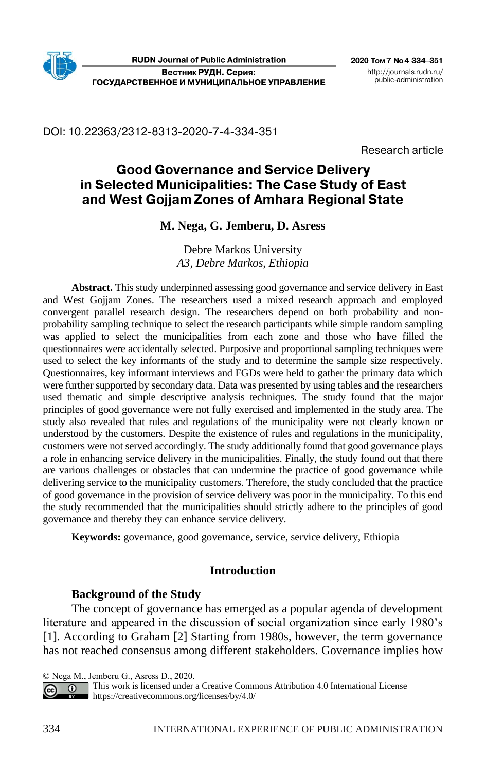DOI: 10.22363/2312-8313-2020-7-4-334-351

Research article

# Good Governance and Service Delivery in Selected Municipalities: The Case Study of East and West Gojjam Zones of Amhara Regional State

**M. Nega, G. Jemberu, D. Asress**

Debre Markos University
*A3, Debre Markos, Ethiopia*

**Abstract.** This study underpinned assessing good governance and service delivery in East and West Gojjam Zones. The researchers used a mixed research approach and employed convergent parallel research design. The researchers depend on both probability and non-probability sampling technique to select the research participants while simple random sampling was applied to select the municipalities from each zone and those who have filled the questionnaires were accidentally selected. Purposive and proportional sampling techniques were used to select the key informants of the study and to determine the sample size respectively. Questionnaires, key informant interviews and FGDs were held to gather the primary data which were further supported by secondary data. Data was presented by using tables and the researchers used thematic and simple descriptive analysis techniques. The study found that the major principles of good governance were not fully exercised and implemented in the study area. The study also revealed that rules and regulations of the municipality were not clearly known or understood by the customers. Despite the existence of rules and regulations in the municipality, customers were not served accordingly. The study additionally found that good governance plays a role in enhancing service delivery in the municipalities. Finally, the study found out that there are various challenges or obstacles that can undermine the practice of good governance while delivering service to the municipality customers. Therefore, the study concluded that the practice of good governance in the provision of service delivery was poor in the municipality. To this end the study recommended that the municipalities should strictly adhere to the principles of good governance and thereby they can enhance service delivery.

**Keywords:** governance, good governance, service, service delivery, Ethiopia

## Introduction

### Background of the Study

The concept of governance has emerged as a popular agenda of development literature and appeared in the discussion of social organization since early 1980's [1]. According to Graham [2] Starting from 1980s, however, the term governance has not reached consensus among different stakeholders. Governance implies how

---

© Nega M., Jemberu G., Asress D., 2020.

This work is licensed under a Creative Commons Attribution 4.0 International License https://creativecommons.org/licenses/by/4.0/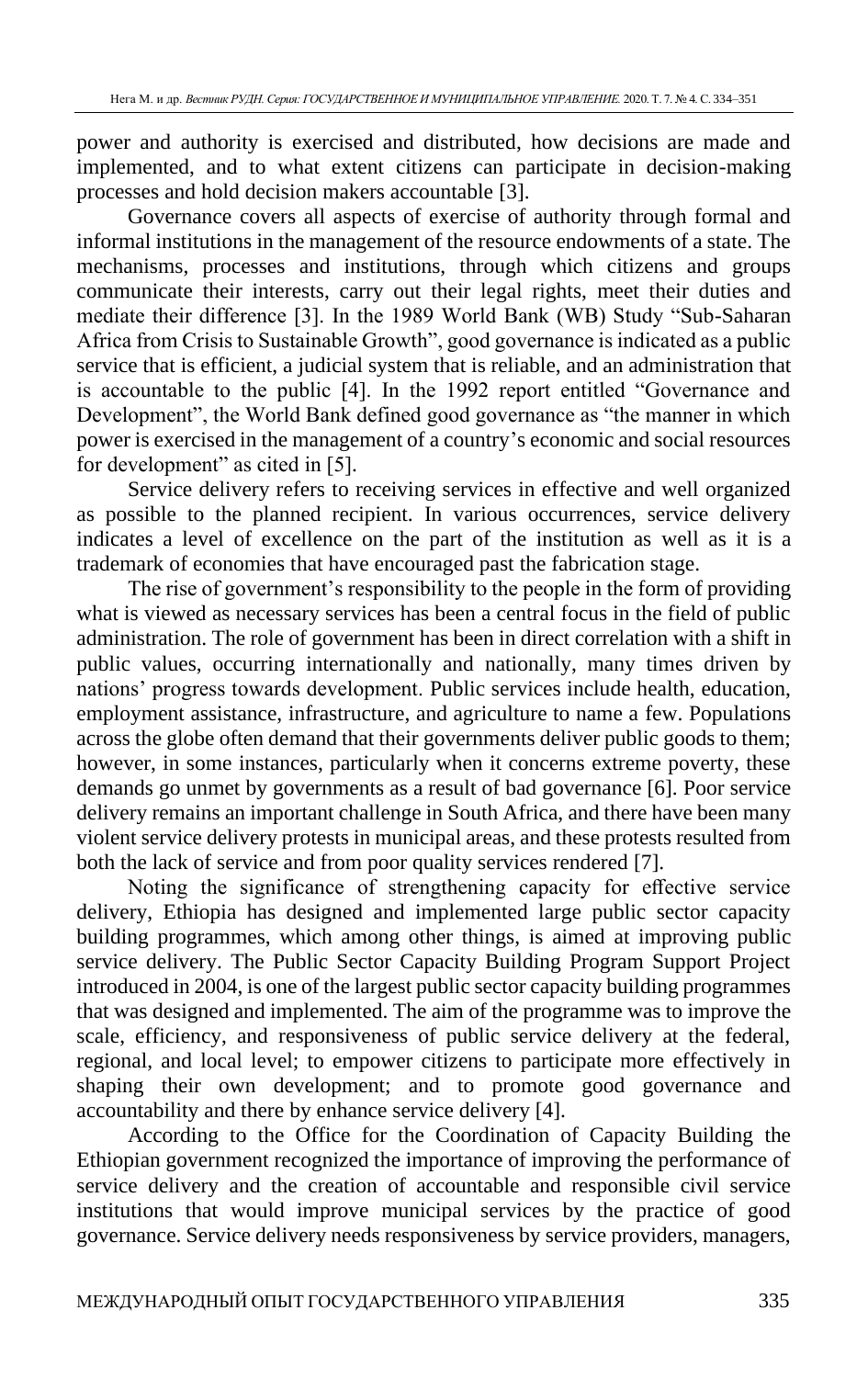power and authority is exercised and distributed, how decisions are made and implemented, and to what extent citizens can participate in decision-making processes and hold decision makers accountable [3].

Governance covers all aspects of exercise of authority through formal and informal institutions in the management of the resource endowments of a state. The mechanisms, processes and institutions, through which citizens and groups communicate their interests, carry out their legal rights, meet their duties and mediate their difference [3]. In the 1989 World Bank (WB) Study "Sub-Saharan Africa from Crisis to Sustainable Growth", good governance is indicated as a public service that is efficient, a judicial system that is reliable, and an administration that is accountable to the public [4]. In the 1992 report entitled "Governance and Development", the World Bank defined good governance as "the manner in which power is exercised in the management of a country's economic and social resources for development" as cited in [5].

Service delivery refers to receiving services in effective and well organized as possible to the planned recipient. In various occurrences, service delivery indicates a level of excellence on the part of the institution as well as it is a trademark of economies that have encouraged past the fabrication stage.

The rise of government's responsibility to the people in the form of providing what is viewed as necessary services has been a central focus in the field of public administration. The role of government has been in direct correlation with a shift in public values, occurring internationally and nationally, many times driven by nations' progress towards development. Public services include health, education, employment assistance, infrastructure, and agriculture to name a few. Populations across the globe often demand that their governments deliver public goods to them; however, in some instances, particularly when it concerns extreme poverty, these demands go unmet by governments as a result of bad governance [6]. Poor service delivery remains an important challenge in South Africa, and there have been many violent service delivery protests in municipal areas, and these protests resulted from both the lack of service and from poor quality services rendered [7].

Noting the significance of strengthening capacity for effective service delivery, Ethiopia has designed and implemented large public sector capacity building programmes, which among other things, is aimed at improving public service delivery. The Public Sector Capacity Building Program Support Project introduced in 2004, is one of the largest public sector capacity building programmes that was designed and implemented. The aim of the programme was to improve the scale, efficiency, and responsiveness of public service delivery at the federal, regional, and local level; to empower citizens to participate more effectively in shaping their own development; and to promote good governance and accountability and there by enhance service delivery [4].

According to the Office for the Coordination of Capacity Building the Ethiopian government recognized the importance of improving the performance of service delivery and the creation of accountable and responsible civil service institutions that would improve municipal services by the practice of good governance. Service delivery needs responsiveness by service providers, managers,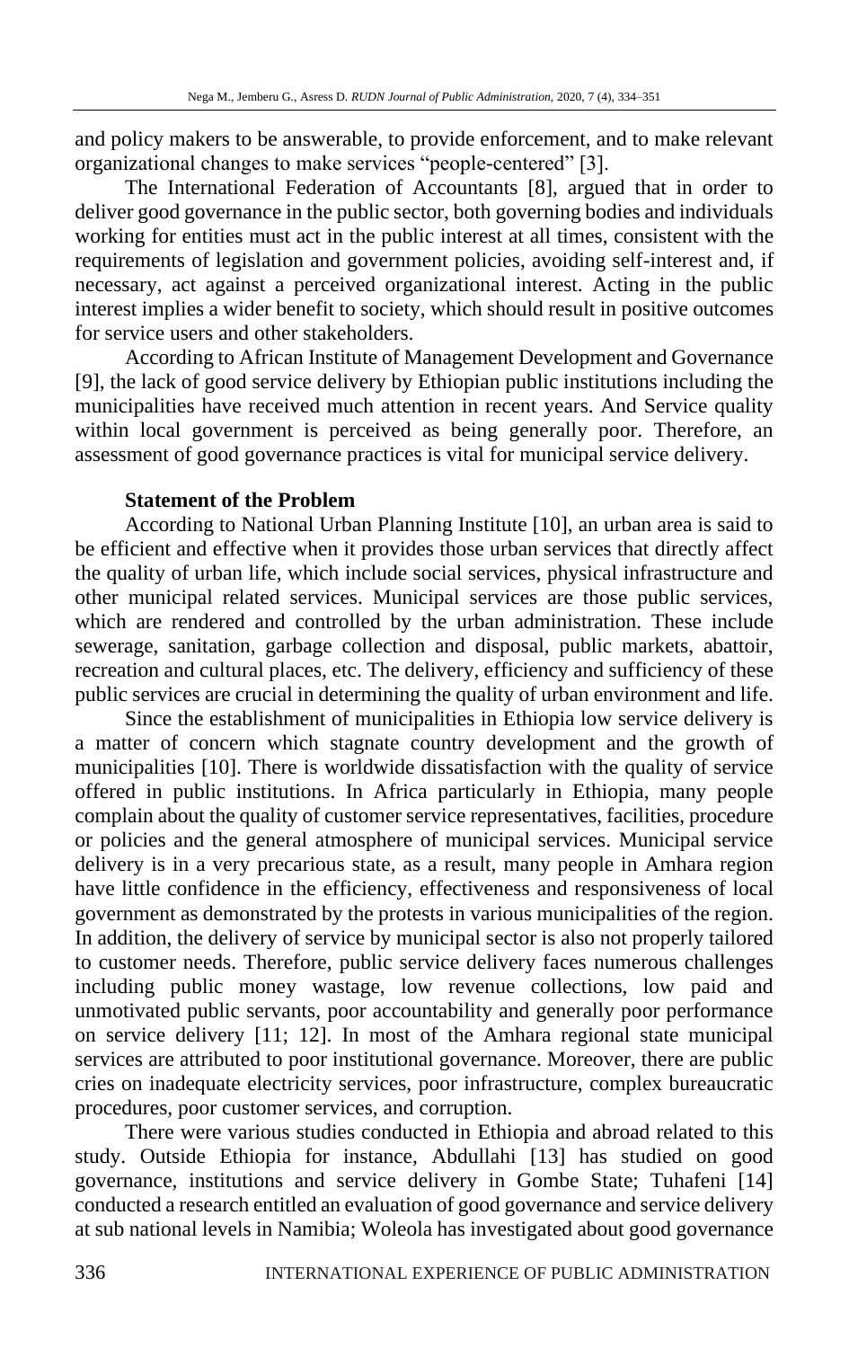and policy makers to be answerable, to provide enforcement, and to make relevant organizational changes to make services "people-centered" [3].

The International Federation of Accountants [8], argued that in order to deliver good governance in the public sector, both governing bodies and individuals working for entities must act in the public interest at all times, consistent with the requirements of legislation and government policies, avoiding self-interest and, if necessary, act against a perceived organizational interest. Acting in the public interest implies a wider benefit to society, which should result in positive outcomes for service users and other stakeholders.

According to African Institute of Management Development and Governance [9], the lack of good service delivery by Ethiopian public institutions including the municipalities have received much attention in recent years. And Service quality within local government is perceived as being generally poor. Therefore, an assessment of good governance practices is vital for municipal service delivery.

**Statement of the Problem**

According to National Urban Planning Institute [10], an urban area is said to be efficient and effective when it provides those urban services that directly affect the quality of urban life, which include social services, physical infrastructure and other municipal related services. Municipal services are those public services, which are rendered and controlled by the urban administration. These include sewerage, sanitation, garbage collection and disposal, public markets, abattoir, recreation and cultural places, etc. The delivery, efficiency and sufficiency of these public services are crucial in determining the quality of urban environment and life.

Since the establishment of municipalities in Ethiopia low service delivery is a matter of concern which stagnate country development and the growth of municipalities [10]. There is worldwide dissatisfaction with the quality of service offered in public institutions. In Africa particularly in Ethiopia, many people complain about the quality of customer service representatives, facilities, procedure or policies and the general atmosphere of municipal services. Municipal service delivery is in a very precarious state, as a result, many people in Amhara region have little confidence in the efficiency, effectiveness and responsiveness of local government as demonstrated by the protests in various municipalities of the region. In addition, the delivery of service by municipal sector is also not properly tailored to customer needs. Therefore, public service delivery faces numerous challenges including public money wastage, low revenue collections, low paid and unmotivated public servants, poor accountability and generally poor performance on service delivery [11; 12]. In most of the Amhara regional state municipal services are attributed to poor institutional governance. Moreover, there are public cries on inadequate electricity services, poor infrastructure, complex bureaucratic procedures, poor customer services, and corruption.

There were various studies conducted in Ethiopia and abroad related to this study. Outside Ethiopia for instance, Abdullahi [13] has studied on good governance, institutions and service delivery in Gombe State; Tuhafeni [14] conducted a research entitled an evaluation of good governance and service delivery at sub national levels in Namibia; Woleola has investigated about good governance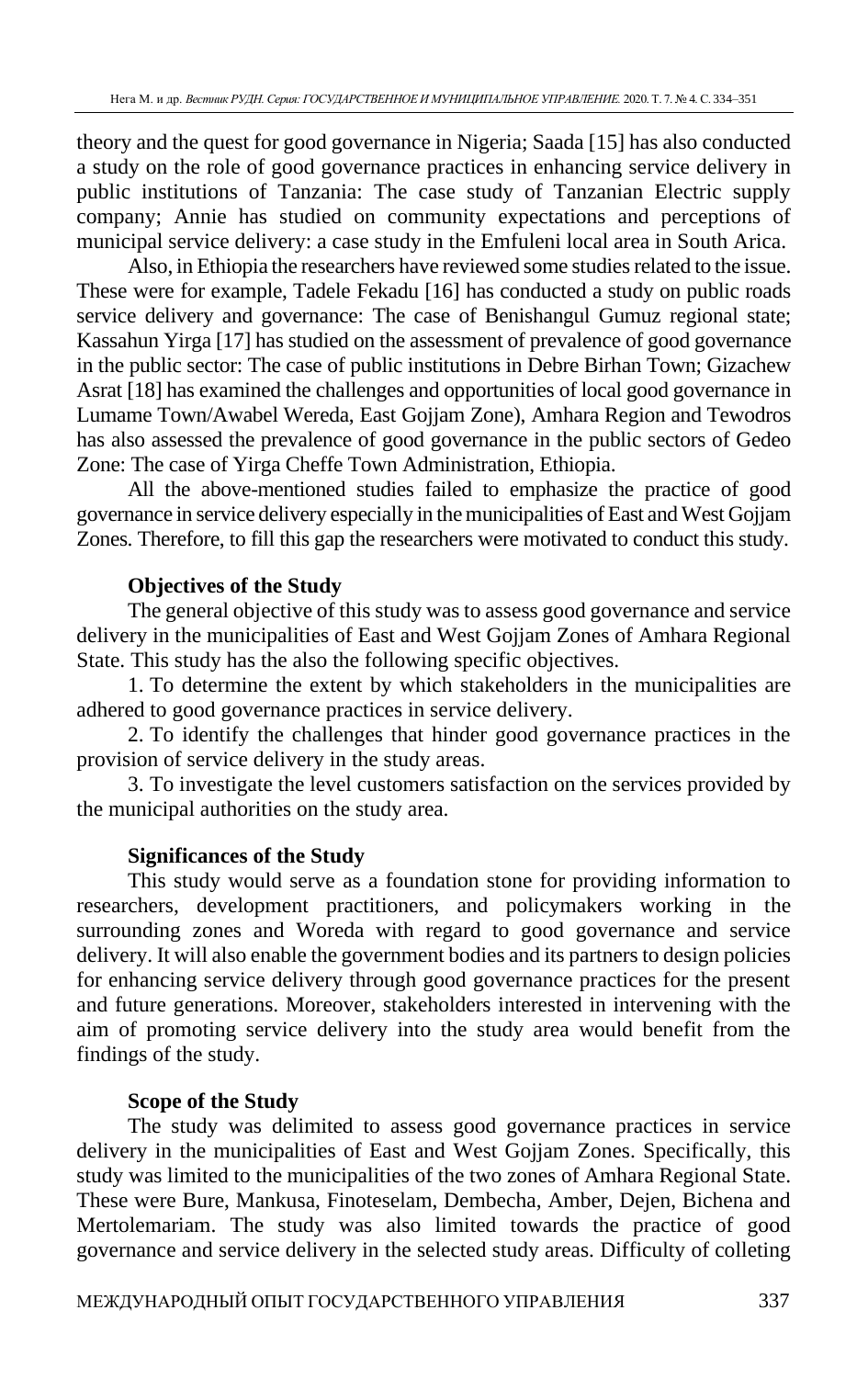theory and the quest for good governance in Nigeria; Saada [15] has also conducted a study on the role of good governance practices in enhancing service delivery in public institutions of Tanzania: The case study of Tanzanian Electric supply company; Annie has studied on community expectations and perceptions of municipal service delivery: a case study in the Emfuleni local area in South Arica.

Also, in Ethiopia the researchers have reviewed some studies related to the issue. These were for example, Tadele Fekadu [16] has conducted a study on public roads service delivery and governance: The case of Benishangul Gumuz regional state; Kassahun Yirga [17] has studied on the assessment of prevalence of good governance in the public sector: The case of public institutions in Debre Birhan Town; Gizachew Asrat [18] has examined the challenges and opportunities of local good governance in Lumame Town/Awabel Wereda, East Gojjam Zone), Amhara Region and Tewodros has also assessed the prevalence of good governance in the public sectors of Gedeo Zone: The case of Yirga Cheffe Town Administration, Ethiopia.

All the above-mentioned studies failed to emphasize the practice of good governance in service delivery especially in the municipalities of East and West Gojjam Zones. Therefore, to fill this gap the researchers were motivated to conduct this study.

### Objectives of the Study

The general objective of this study was to assess good governance and service delivery in the municipalities of East and West Gojjam Zones of Amhara Regional State. This study has the also the following specific objectives.

1. To determine the extent by which stakeholders in the municipalities are adhered to good governance practices in service delivery.

2. To identify the challenges that hinder good governance practices in the provision of service delivery in the study areas.

3. To investigate the level customers satisfaction on the services provided by the municipal authorities on the study area.

### Significances of the Study

This study would serve as a foundation stone for providing information to researchers, development practitioners, and policymakers working in the surrounding zones and Woreda with regard to good governance and service delivery. It will also enable the government bodies and its partners to design policies for enhancing service delivery through good governance practices for the present and future generations. Moreover, stakeholders interested in intervening with the aim of promoting service delivery into the study area would benefit from the findings of the study.

### Scope of the Study

The study was delimited to assess good governance practices in service delivery in the municipalities of East and West Gojjam Zones. Specifically, this study was limited to the municipalities of the two zones of Amhara Regional State. These were Bure, Mankusa, Finoteselam, Dembecha, Amber, Dejen, Bichena and Mertolemariam. The study was also limited towards the practice of good governance and service delivery in the selected study areas. Difficulty of colleting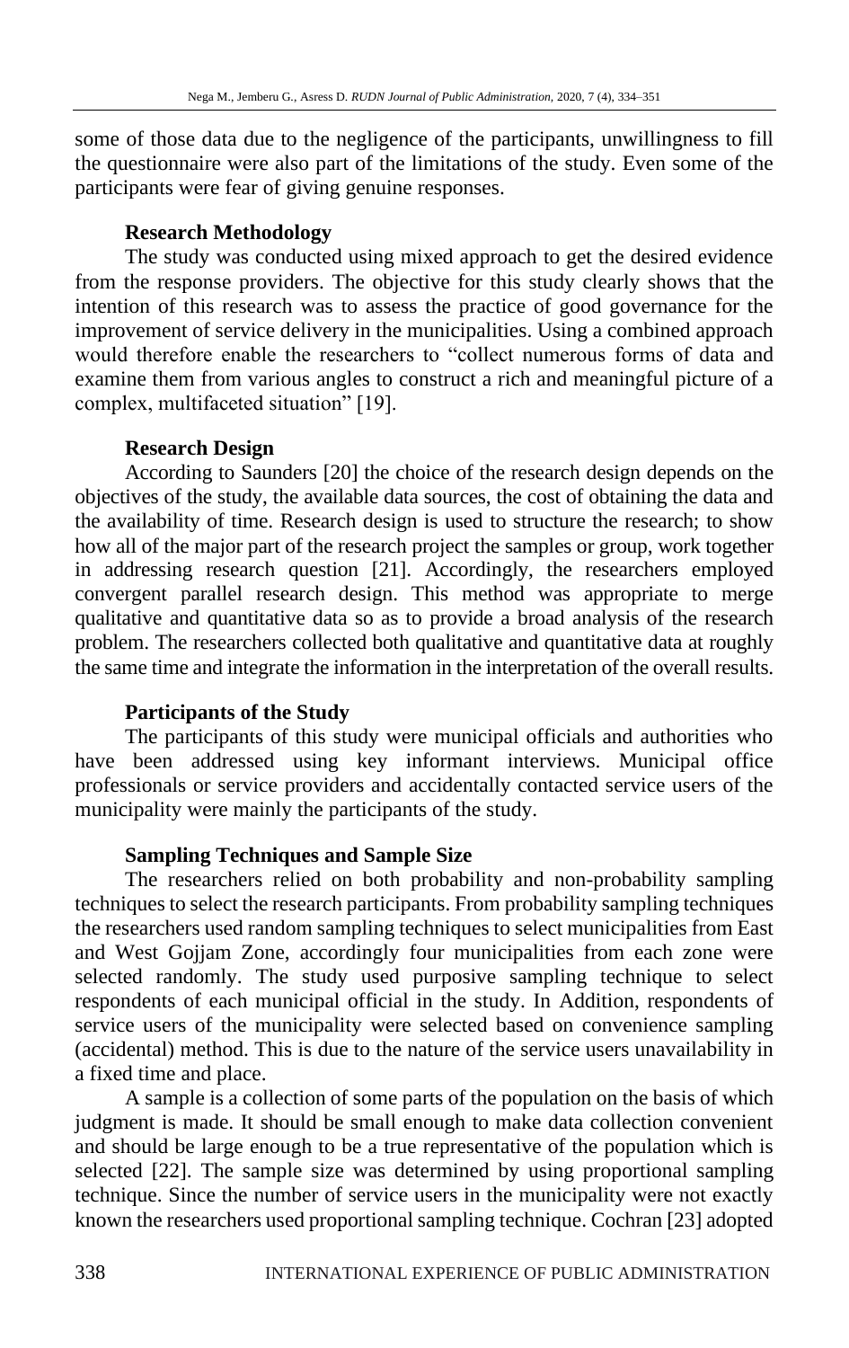some of those data due to the negligence of the participants, unwillingness to fill the questionnaire were also part of the limitations of the study. Even some of the participants were fear of giving genuine responses.

### Research Methodology

The study was conducted using mixed approach to get the desired evidence from the response providers. The objective for this study clearly shows that the intention of this research was to assess the practice of good governance for the improvement of service delivery in the municipalities. Using a combined approach would therefore enable the researchers to "collect numerous forms of data and examine them from various angles to construct a rich and meaningful picture of a complex, multifaceted situation" [19].

### Research Design

According to Saunders [20] the choice of the research design depends on the objectives of the study, the available data sources, the cost of obtaining the data and the availability of time. Research design is used to structure the research; to show how all of the major part of the research project the samples or group, work together in addressing research question [21]. Accordingly, the researchers employed convergent parallel research design. This method was appropriate to merge qualitative and quantitative data so as to provide a broad analysis of the research problem. The researchers collected both qualitative and quantitative data at roughly the same time and integrate the information in the interpretation of the overall results.

### Participants of the Study

The participants of this study were municipal officials and authorities who have been addressed using key informant interviews. Municipal office professionals or service providers and accidentally contacted service users of the municipality were mainly the participants of the study.

### Sampling Techniques and Sample Size

The researchers relied on both probability and non-probability sampling techniques to select the research participants. From probability sampling techniques the researchers used random sampling techniques to select municipalities from East and West Gojjam Zone, accordingly four municipalities from each zone were selected randomly. The study used purposive sampling technique to select respondents of each municipal official in the study. In Addition, respondents of service users of the municipality were selected based on convenience sampling (accidental) method. This is due to the nature of the service users unavailability in a fixed time and place.

A sample is a collection of some parts of the population on the basis of which judgment is made. It should be small enough to make data collection convenient and should be large enough to be a true representative of the population which is selected [22]. The sample size was determined by using proportional sampling technique. Since the number of service users in the municipality were not exactly known the researchers used proportional sampling technique. Cochran [23] adopted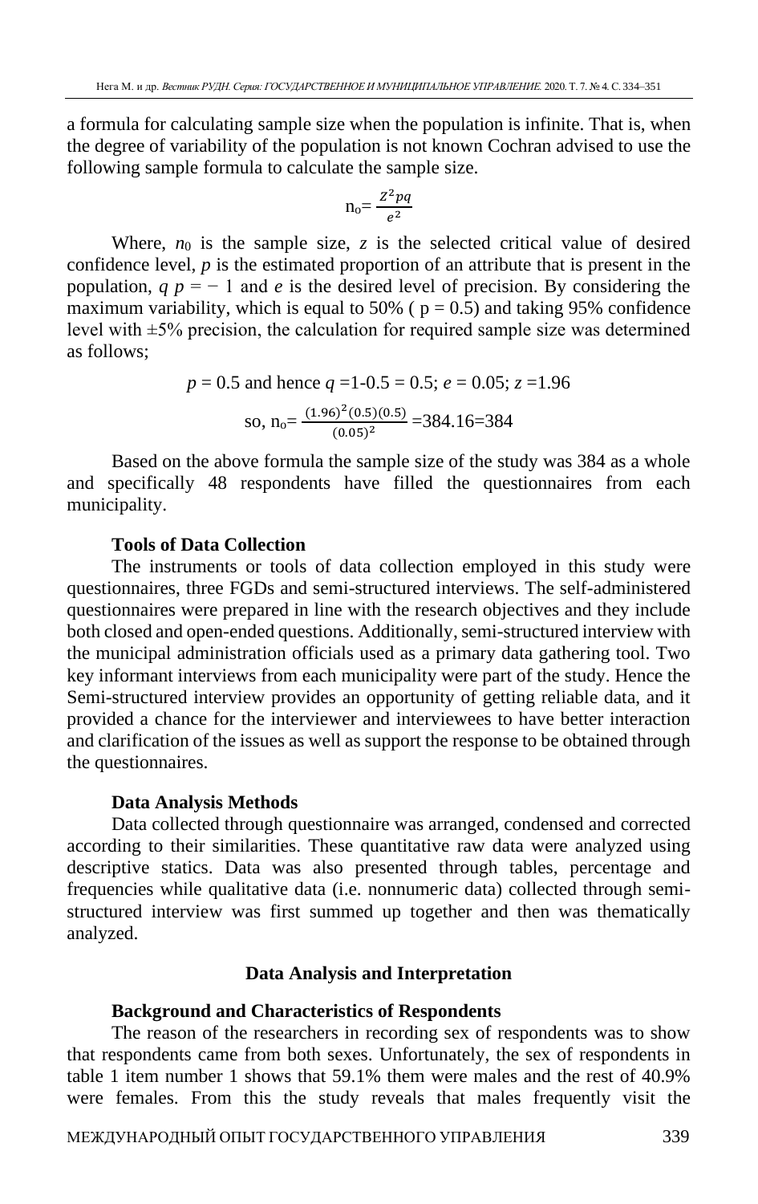a formula for calculating sample size when the population is infinite. That is, when the degree of variability of the population is not known Cochran advised to use the following sample formula to calculate the sample size.

$$n_o = \frac{Z^2pq}{e^2}$$

Where, $n_0$ is the sample size, $z$ is the selected critical value of desired confidence level, $p$ is the estimated proportion of an attribute that is present in the population, $q\ p = -1$ and $e$ is the desired level of precision. By considering the maximum variability, which is equal to 50% ( p = 0.5) and taking 95% confidence level with ±5% precision, the calculation for required sample size was determined as follows;

$$p = 0.5 \text{ and hence } q = 1\text{-}0.5 = 0.5;\ e = 0.05;\ z = 1.96$$

$$\text{so, } n_o = \frac{(1.96)^2(0.5)(0.5)}{(0.05)^2} = 384.16 = 384$$

Based on the above formula the sample size of the study was 384 as a whole and specifically 48 respondents have filled the questionnaires from each municipality.

### Tools of Data Collection

The instruments or tools of data collection employed in this study were questionnaires, three FGDs and semi-structured interviews. The self-administered questionnaires were prepared in line with the research objectives and they include both closed and open-ended questions. Additionally, semi-structured interview with the municipal administration officials used as a primary data gathering tool. Two key informant interviews from each municipality were part of the study. Hence the Semi-structured interview provides an opportunity of getting reliable data, and it provided a chance for the interviewer and interviewees to have better interaction and clarification of the issues as well as support the response to be obtained through the questionnaires.

### Data Analysis Methods

Data collected through questionnaire was arranged, condensed and corrected according to their similarities. These quantitative raw data were analyzed using descriptive statics. Data was also presented through tables, percentage and frequencies while qualitative data (i.e. nonnumeric data) collected through semi-structured interview was first summed up together and then was thematically analyzed.

## Data Analysis and Interpretation

### Background and Characteristics of Respondents

The reason of the researchers in recording sex of respondents was to show that respondents came from both sexes. Unfortunately, the sex of respondents in table 1 item number 1 shows that 59.1% them were males and the rest of 40.9% were females. From this the study reveals that males frequently visit the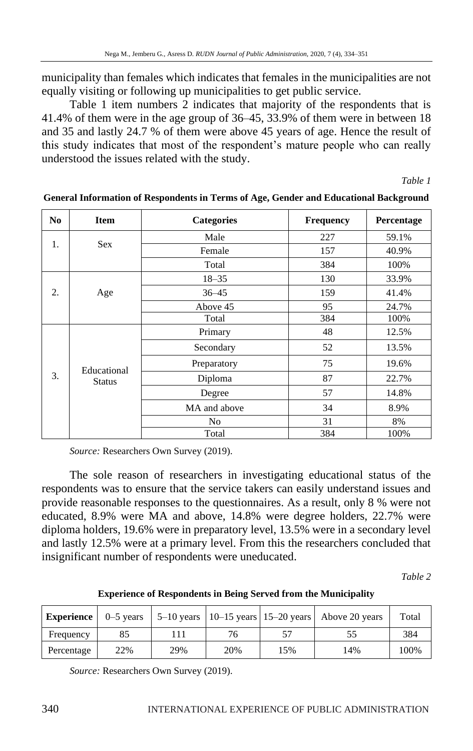municipality than females which indicates that females in the municipalities are not equally visiting or following up municipalities to get public service.

Table 1 item numbers 2 indicates that majority of the respondents that is 41.4% of them were in the age group of 36–45, 33.9% of them were in between 18 and 35 and lastly 24.7 % of them were above 45 years of age. Hence the result of this study indicates that most of the respondent's mature people who can really understood the issues related with the study.

*Table 1*

**General Information of Respondents in Terms of Age, Gender and Educational Background**

| No | Item | Categories | Frequency | Percentage |
|---|---|---|---|---|
| 1. | Sex | Male | 227 | 59.1% |
| | | Female | 157 | 40.9% |
| | | Total | 384 | 100% |
| 2. | Age | 18–35 | 130 | 33.9% |
| | | 36–45 | 159 | 41.4% |
| | | Above 45 | 95 | 24.7% |
| | | Total | 384 | 100% |
| 3. | Educational Status | Primary | 48 | 12.5% |
| | | Secondary | 52 | 13.5% |
| | | Preparatory | 75 | 19.6% |
| | | Diploma | 87 | 22.7% |
| | | Degree | 57 | 14.8% |
| | | MA and above | 34 | 8.9% |
| | | No | 31 | 8% |
| | | Total | 384 | 100% |

*Source:* Researchers Own Survey (2019).

The sole reason of researchers in investigating educational status of the respondents was to ensure that the service takers can easily understand issues and provide reasonable responses to the questionnaires. As a result, only 8 % were not educated, 8.9% were MA and above, 14.8% were degree holders, 22.7% were diploma holders, 19.6% were in preparatory level, 13.5% were in a secondary level and lastly 12.5% were at a primary level. From this the researchers concluded that insignificant number of respondents were uneducated.

*Table 2*

**Experience of Respondents in Being Served from the Municipality**

| Experience | 0–5 years | 5–10 years | 10–15 years | 15–20 years | Above 20 years | Total |
|---|---|---|---|---|---|---|
| Frequency | 85 | 111 | 76 | 57 | 55 | 384 |
| Percentage | 22% | 29% | 20% | 15% | 14% | 100% |

*Source:* Researchers Own Survey (2019).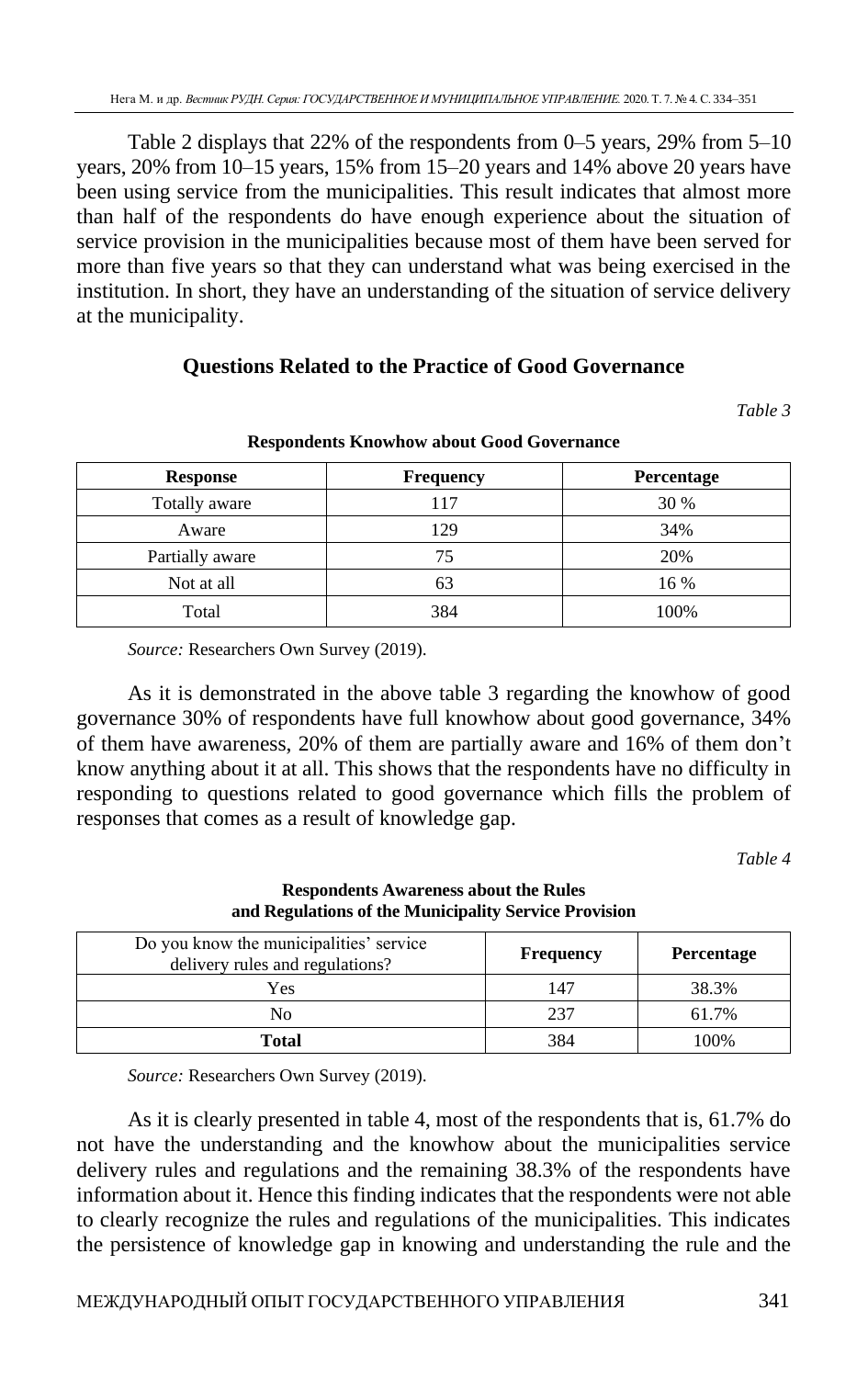Table 2 displays that 22% of the respondents from 0–5 years, 29% from 5–10 years, 20% from 10–15 years, 15% from 15–20 years and 14% above 20 years have been using service from the municipalities. This result indicates that almost more than half of the respondents do have enough experience about the situation of service provision in the municipalities because most of them have been served for more than five years so that they can understand what was being exercised in the institution. In short, they have an understanding of the situation of service delivery at the municipality.

### Questions Related to the Practice of Good Governance

*Table 3*

**Respondents Knowhow about Good Governance**

| Response | Frequency | Percentage |
|---|---|---|
| Totally aware | 117 | 30 % |
| Aware | 129 | 34% |
| Partially aware | 75 | 20% |
| Not at all | 63 | 16 % |
| Total | 384 | 100% |

*Source:* Researchers Own Survey (2019).

As it is demonstrated in the above table 3 regarding the knowhow of good governance 30% of respondents have full knowhow about good governance, 34% of them have awareness, 20% of them are partially aware and 16% of them don't know anything about it at all. This shows that the respondents have no difficulty in responding to questions related to good governance which fills the problem of responses that comes as a result of knowledge gap.

*Table 4*

**Respondents Awareness about the Rules and Regulations of the Municipality Service Provision**

| Do you know the municipalities' service delivery rules and regulations? | Frequency | Percentage |
|---|---|---|
| Yes | 147 | 38.3% |
| No | 237 | 61.7% |
| **Total** | 384 | 100% |

*Source:* Researchers Own Survey (2019).

As it is clearly presented in table 4, most of the respondents that is, 61.7% do not have the understanding and the knowhow about the municipalities service delivery rules and regulations and the remaining 38.3% of the respondents have information about it. Hence this finding indicates that the respondents were not able to clearly recognize the rules and regulations of the municipalities. This indicates the persistence of knowledge gap in knowing and understanding the rule and the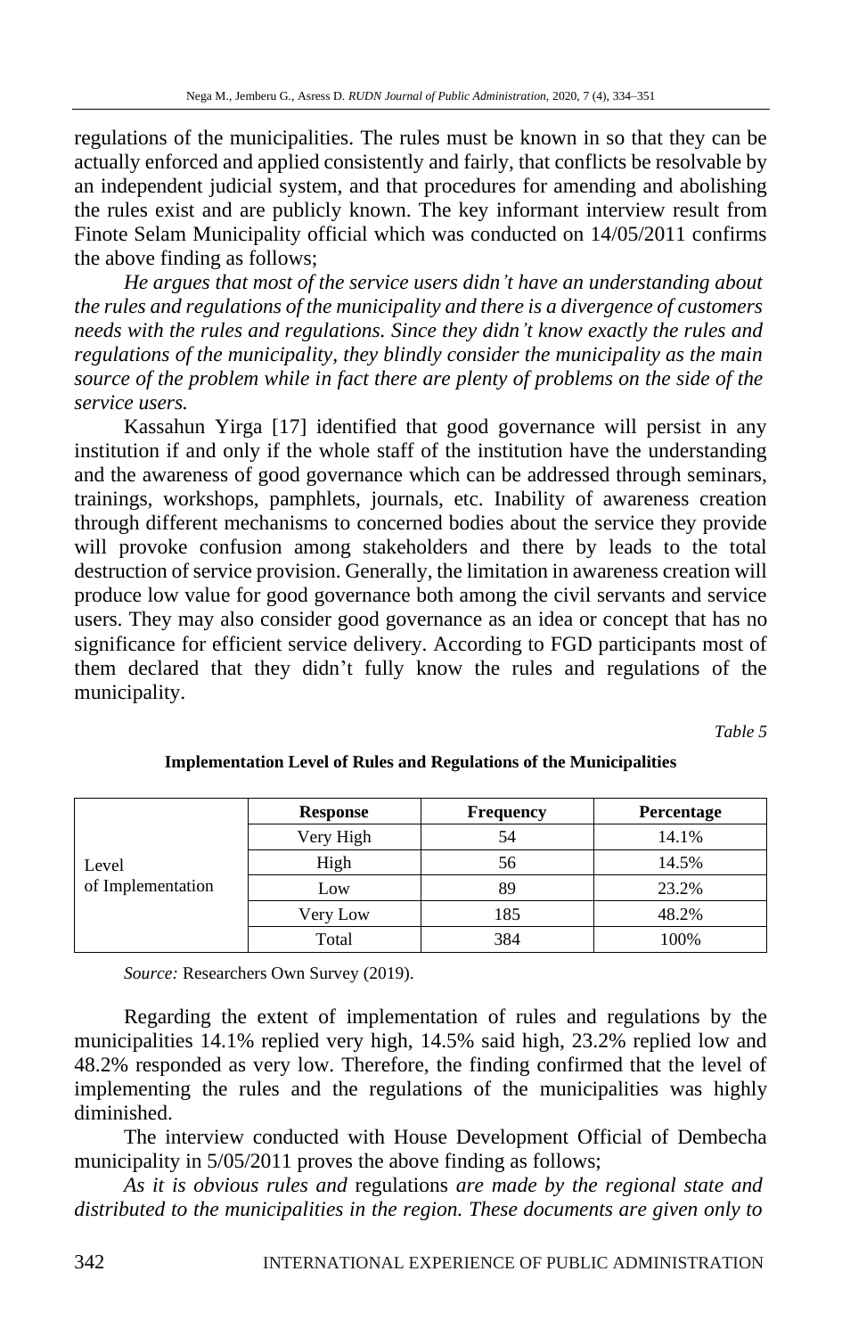regulations of the municipalities. The rules must be known in so that they can be actually enforced and applied consistently and fairly, that conflicts be resolvable by an independent judicial system, and that procedures for amending and abolishing the rules exist and are publicly known. The key informant interview result from Finote Selam Municipality official which was conducted on 14/05/2011 confirms the above finding as follows;

*He argues that most of the service users didn't have an understanding about the rules and regulations of the municipality and there is a divergence of customers needs with the rules and regulations. Since they didn't know exactly the rules and regulations of the municipality, they blindly consider the municipality as the main source of the problem while in fact there are plenty of problems on the side of the service users.*

Kassahun Yirga [17] identified that good governance will persist in any institution if and only if the whole staff of the institution have the understanding and the awareness of good governance which can be addressed through seminars, trainings, workshops, pamphlets, journals, etc. Inability of awareness creation through different mechanisms to concerned bodies about the service they provide will provoke confusion among stakeholders and there by leads to the total destruction of service provision. Generally, the limitation in awareness creation will produce low value for good governance both among the civil servants and service users. They may also consider good governance as an idea or concept that has no significance for efficient service delivery. According to FGD participants most of them declared that they didn't fully know the rules and regulations of the municipality.

*Table 5*

**Implementation Level of Rules and Regulations of the Municipalities**

| | **Response** | **Frequency** | **Percentage** |
|---|---|---|---|
| Level of Implementation | Very High | 54 | 14.1% |
| | High | 56 | 14.5% |
| | Low | 89 | 23.2% |
| | Very Low | 185 | 48.2% |
| | Total | 384 | 100% |

*Source:* Researchers Own Survey (2019).

Regarding the extent of implementation of rules and regulations by the municipalities 14.1% replied very high, 14.5% said high, 23.2% replied low and 48.2% responded as very low. Therefore, the finding confirmed that the level of implementing the rules and the regulations of the municipalities was highly diminished.

The interview conducted with House Development Official of Dembecha municipality in 5/05/2011 proves the above finding as follows;

*As it is obvious rules and* regulations *are made by the regional state and distributed to the municipalities in the region. These documents are given only to*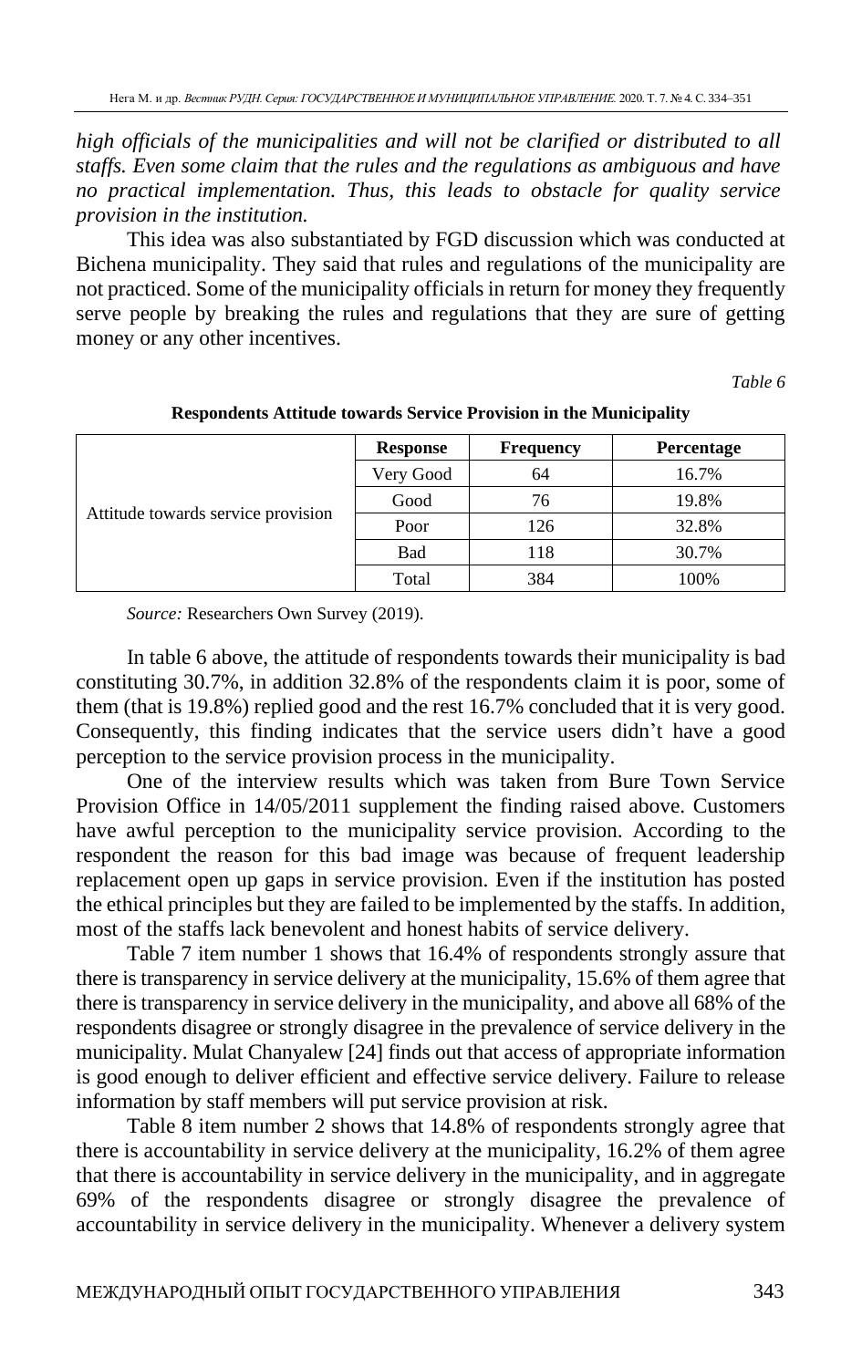*high officials of the municipalities and will not be clarified or distributed to all staffs. Even some claim that the rules and the regulations as ambiguous and have no practical implementation. Thus, this leads to obstacle for quality service provision in the institution.*

This idea was also substantiated by FGD discussion which was conducted at Bichena municipality. They said that rules and regulations of the municipality are not practiced. Some of the municipality officials in return for money they frequently serve people by breaking the rules and regulations that they are sure of getting money or any other incentives.

*Table 6*

**Respondents Attitude towards Service Provision in the Municipality**

| | Response | Frequency | Percentage |
|---|---|---|---|
| Attitude towards service provision | Very Good | 64 | 16.7% |
| | Good | 76 | 19.8% |
| | Poor | 126 | 32.8% |
| | Bad | 118 | 30.7% |
| | Total | 384 | 100% |

*Source:* Researchers Own Survey (2019).

In table 6 above, the attitude of respondents towards their municipality is bad constituting 30.7%, in addition 32.8% of the respondents claim it is poor, some of them (that is 19.8%) replied good and the rest 16.7% concluded that it is very good. Consequently, this finding indicates that the service users didn't have a good perception to the service provision process in the municipality.

One of the interview results which was taken from Bure Town Service Provision Office in 14/05/2011 supplement the finding raised above. Customers have awful perception to the municipality service provision. According to the respondent the reason for this bad image was because of frequent leadership replacement open up gaps in service provision. Even if the institution has posted the ethical principles but they are failed to be implemented by the staffs. In addition, most of the staffs lack benevolent and honest habits of service delivery.

Table 7 item number 1 shows that 16.4% of respondents strongly assure that there is transparency in service delivery at the municipality, 15.6% of them agree that there is transparency in service delivery in the municipality, and above all 68% of the respondents disagree or strongly disagree in the prevalence of service delivery in the municipality. Mulat Chanyalew [24] finds out that access of appropriate information is good enough to deliver efficient and effective service delivery. Failure to release information by staff members will put service provision at risk.

Table 8 item number 2 shows that 14.8% of respondents strongly agree that there is accountability in service delivery at the municipality, 16.2% of them agree that there is accountability in service delivery in the municipality, and in aggregate 69% of the respondents disagree or strongly disagree the prevalence of accountability in service delivery in the municipality. Whenever a delivery system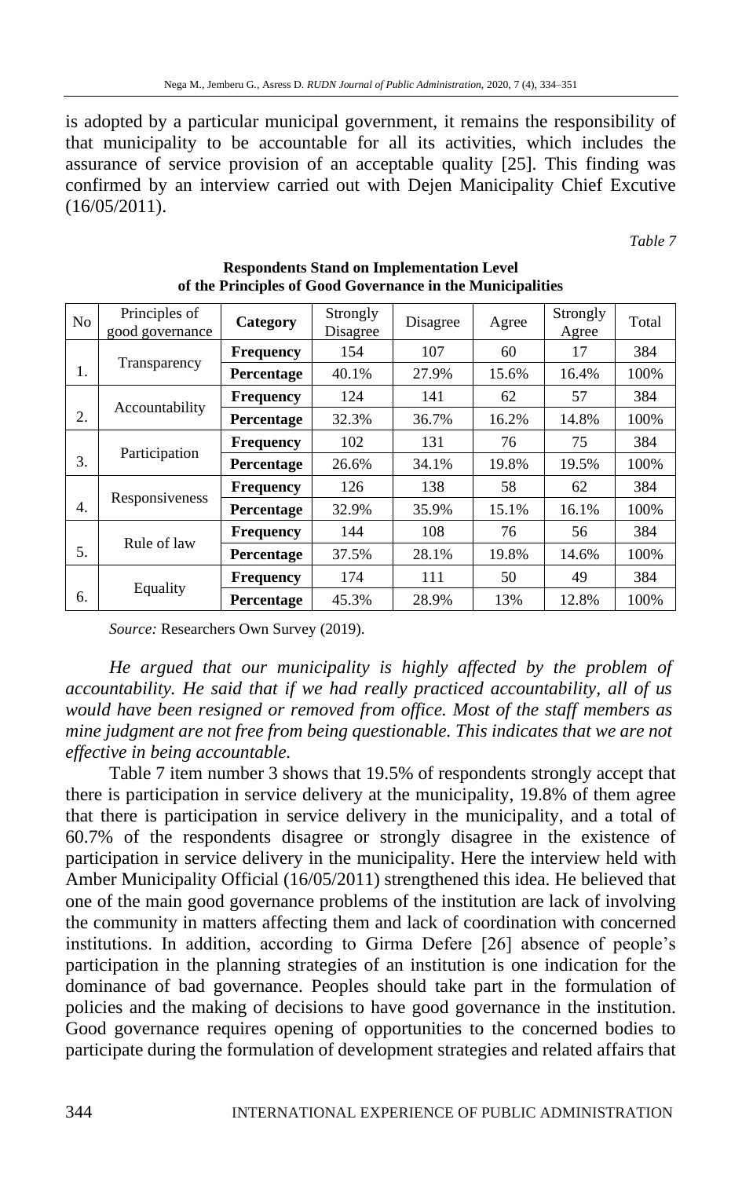is adopted by a particular municipal government, it remains the responsibility of that municipality to be accountable for all its activities, which includes the assurance of service provision of an acceptable quality [25]. This finding was confirmed by an interview carried out with Dejen Manicipality Chief Excutive (16/05/2011).

*Table 7*

**Respondents Stand on Implementation Level of the Principles of Good Governance in the Municipalities**

| No | Principles of good governance | Category | Strongly Disagree | Disagree | Agree | Strongly Agree | Total |
|---|---|---|---|---|---|---|---|
| 1. | Transparency | **Frequency** | 154 | 107 | 60 | 17 | 384 |
| | | **Percentage** | 40.1% | 27.9% | 15.6% | 16.4% | 100% |
| 2. | Accountability | **Frequency** | 124 | 141 | 62 | 57 | 384 |
| | | **Percentage** | 32.3% | 36.7% | 16.2% | 14.8% | 100% |
| 3. | Participation | **Frequency** | 102 | 131 | 76 | 75 | 384 |
| | | **Percentage** | 26.6% | 34.1% | 19.8% | 19.5% | 100% |
| 4. | Responsiveness | **Frequency** | 126 | 138 | 58 | 62 | 384 |
| | | **Percentage** | 32.9% | 35.9% | 15.1% | 16.1% | 100% |
| 5. | Rule of law | **Frequency** | 144 | 108 | 76 | 56 | 384 |
| | | **Percentage** | 37.5% | 28.1% | 19.8% | 14.6% | 100% |
| 6. | Equality | **Frequency** | 174 | 111 | 50 | 49 | 384 |
| | | **Percentage** | 45.3% | 28.9% | 13% | 12.8% | 100% |

*Source:* Researchers Own Survey (2019).

*He argued that our municipality is highly affected by the problem of accountability. He said that if we had really practiced accountability, all of us would have been resigned or removed from office. Most of the staff members as mine judgment are not free from being questionable. This indicates that we are not effective in being accountable.*

Table 7 item number 3 shows that 19.5% of respondents strongly accept that there is participation in service delivery at the municipality, 19.8% of them agree that there is participation in service delivery in the municipality, and a total of 60.7% of the respondents disagree or strongly disagree in the existence of participation in service delivery in the municipality. Here the interview held with Amber Municipality Official (16/05/2011) strengthened this idea. He believed that one of the main good governance problems of the institution are lack of involving the community in matters affecting them and lack of coordination with concerned institutions. In addition, according to Girma Defere [26] absence of people's participation in the planning strategies of an institution is one indication for the dominance of bad governance. Peoples should take part in the formulation of policies and the making of decisions to have good governance in the institution. Good governance requires opening of opportunities to the concerned bodies to participate during the formulation of development strategies and related affairs that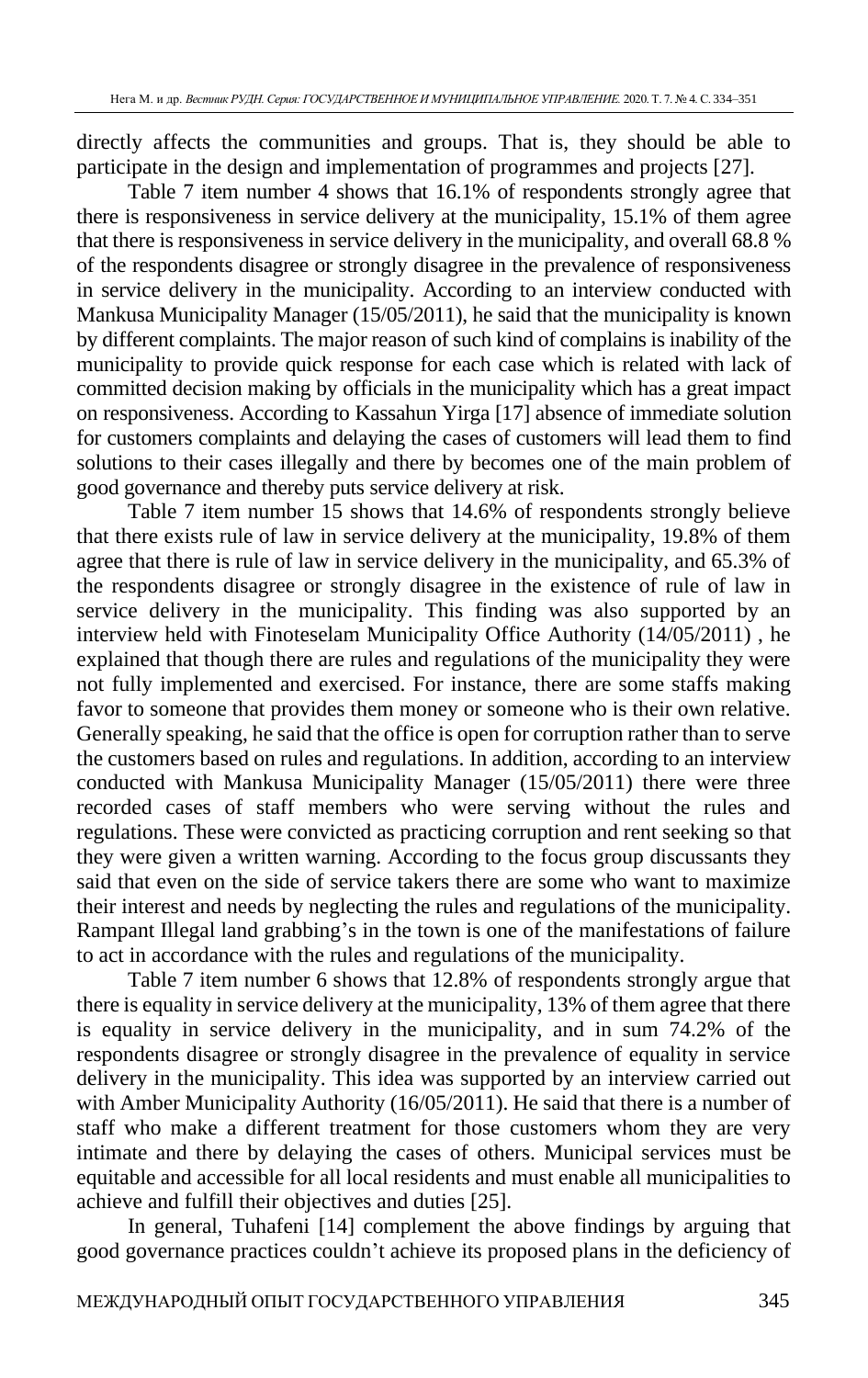directly affects the communities and groups. That is, they should be able to participate in the design and implementation of programmes and projects [27].

Table 7 item number 4 shows that 16.1% of respondents strongly agree that there is responsiveness in service delivery at the municipality, 15.1% of them agree that there is responsiveness in service delivery in the municipality, and overall 68.8 % of the respondents disagree or strongly disagree in the prevalence of responsiveness in service delivery in the municipality. According to an interview conducted with Mankusa Municipality Manager (15/05/2011), he said that the municipality is known by different complaints. The major reason of such kind of complains is inability of the municipality to provide quick response for each case which is related with lack of committed decision making by officials in the municipality which has a great impact on responsiveness. According to Kassahun Yirga [17] absence of immediate solution for customers complaints and delaying the cases of customers will lead them to find solutions to their cases illegally and there by becomes one of the main problem of good governance and thereby puts service delivery at risk.

Table 7 item number 15 shows that 14.6% of respondents strongly believe that there exists rule of law in service delivery at the municipality, 19.8% of them agree that there is rule of law in service delivery in the municipality, and 65.3% of the respondents disagree or strongly disagree in the existence of rule of law in service delivery in the municipality. This finding was also supported by an interview held with Finoteselam Municipality Office Authority (14/05/2011) , he explained that though there are rules and regulations of the municipality they were not fully implemented and exercised. For instance, there are some staffs making favor to someone that provides them money or someone who is their own relative. Generally speaking, he said that the office is open for corruption rather than to serve the customers based on rules and regulations. In addition, according to an interview conducted with Mankusa Municipality Manager (15/05/2011) there were three recorded cases of staff members who were serving without the rules and regulations. These were convicted as practicing corruption and rent seeking so that they were given a written warning. According to the focus group discussants they said that even on the side of service takers there are some who want to maximize their interest and needs by neglecting the rules and regulations of the municipality. Rampant Illegal land grabbing's in the town is one of the manifestations of failure to act in accordance with the rules and regulations of the municipality.

Table 7 item number 6 shows that 12.8% of respondents strongly argue that there is equality in service delivery at the municipality, 13% of them agree that there is equality in service delivery in the municipality, and in sum 74.2% of the respondents disagree or strongly disagree in the prevalence of equality in service delivery in the municipality. This idea was supported by an interview carried out with Amber Municipality Authority (16/05/2011). He said that there is a number of staff who make a different treatment for those customers whom they are very intimate and there by delaying the cases of others. Municipal services must be equitable and accessible for all local residents and must enable all municipalities to achieve and fulfill their objectives and duties [25].

In general, Tuhafeni [14] complement the above findings by arguing that good governance practices couldn't achieve its proposed plans in the deficiency of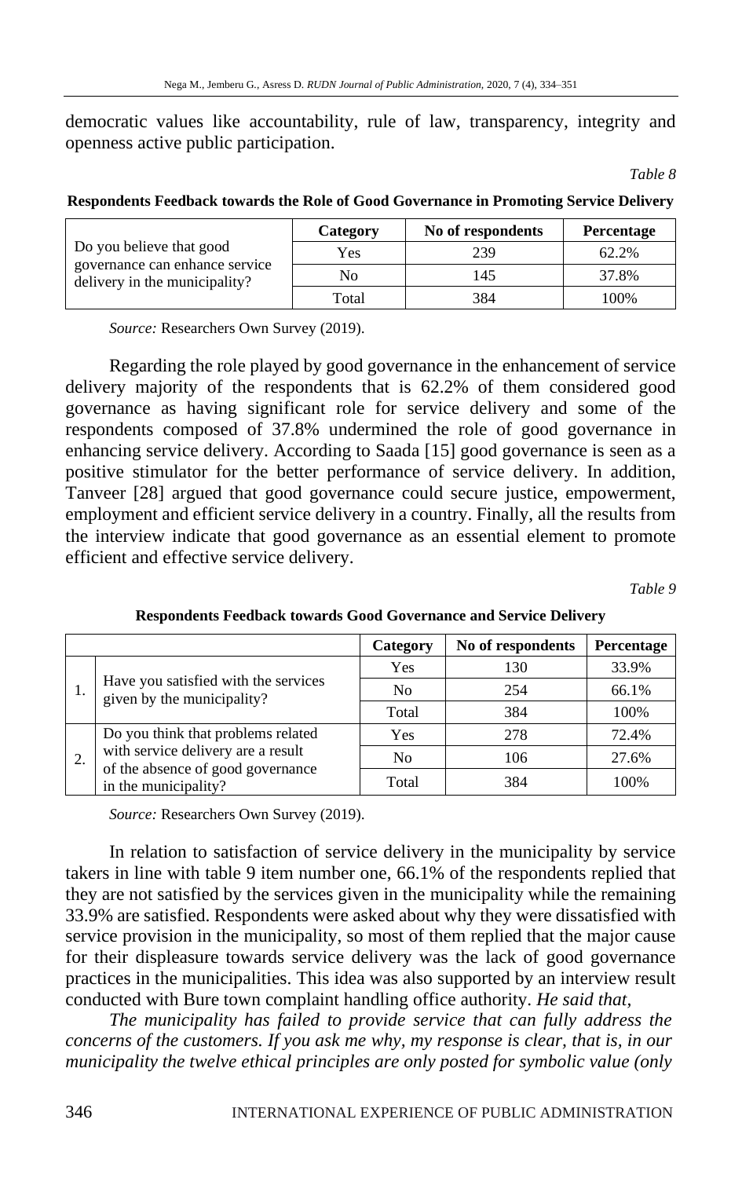democratic values like accountability, rule of law, transparency, integrity and openness active public participation.

*Table 8*

**Respondents Feedback towards the Role of Good Governance in Promoting Service Delivery**

| | Category | No of respondents | Percentage |
|---|---|---|---|
| Do you believe that good governance can enhance service delivery in the municipality? | Yes | 239 | 62.2% |
| | No | 145 | 37.8% |
| | Total | 384 | 100% |

*Source:* Researchers Own Survey (2019).

Regarding the role played by good governance in the enhancement of service delivery majority of the respondents that is 62.2% of them considered good governance as having significant role for service delivery and some of the respondents composed of 37.8% undermined the role of good governance in enhancing service delivery. According to Saada [15] good governance is seen as a positive stimulator for the better performance of service delivery. In addition, Tanveer [28] argued that good governance could secure justice, empowerment, employment and efficient service delivery in a country. Finally, all the results from the interview indicate that good governance as an essential element to promote efficient and effective service delivery.

*Table 9*

**Respondents Feedback towards Good Governance and Service Delivery**

| | | Category | No of respondents | Percentage |
|---|---|---|---|---|
| 1. | Have you satisfied with the services given by the municipality? | Yes | 130 | 33.9% |
| | | No | 254 | 66.1% |
| | | Total | 384 | 100% |
| 2. | Do you think that problems related with service delivery are a result of the absence of good governance in the municipality? | Yes | 278 | 72.4% |
| | | No | 106 | 27.6% |
| | | Total | 384 | 100% |

*Source:* Researchers Own Survey (2019).

In relation to satisfaction of service delivery in the municipality by service takers in line with table 9 item number one, 66.1% of the respondents replied that they are not satisfied by the services given in the municipality while the remaining 33.9% are satisfied. Respondents were asked about why they were dissatisfied with service provision in the municipality, so most of them replied that the major cause for their displeasure towards service delivery was the lack of good governance practices in the municipalities. This idea was also supported by an interview result conducted with Bure town complaint handling office authority. *He said that,*

*The municipality has failed to provide service that can fully address the concerns of the customers. If you ask me why, my response is clear, that is, in our municipality the twelve ethical principles are only posted for symbolic value (only*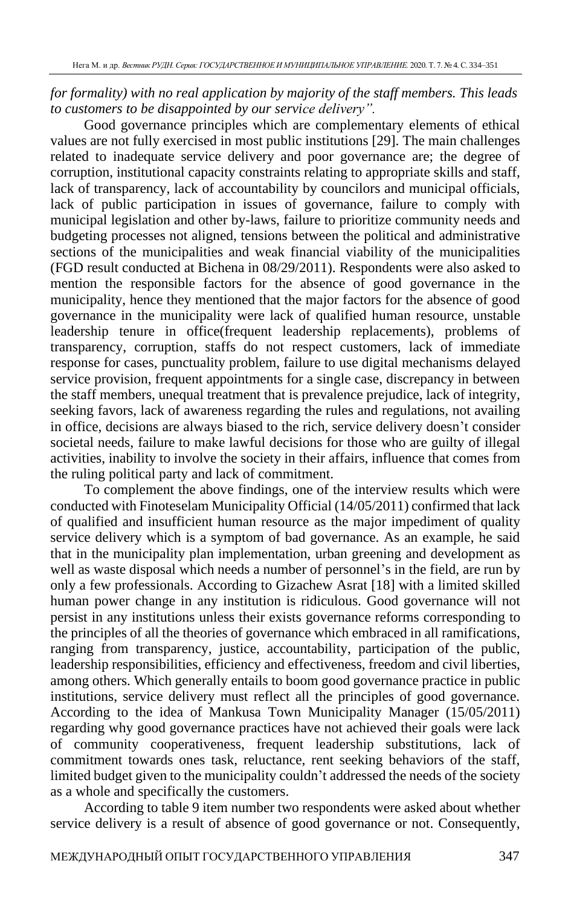*for formality) with no real application by majority of the staff members. This leads to customers to be disappointed by our service delivery".*

Good governance principles which are complementary elements of ethical values are not fully exercised in most public institutions [29]. The main challenges related to inadequate service delivery and poor governance are; the degree of corruption, institutional capacity constraints relating to appropriate skills and staff, lack of transparency, lack of accountability by councilors and municipal officials, lack of public participation in issues of governance, failure to comply with municipal legislation and other by-laws, failure to prioritize community needs and budgeting processes not aligned, tensions between the political and administrative sections of the municipalities and weak financial viability of the municipalities (FGD result conducted at Bichena in 08/29/2011). Respondents were also asked to mention the responsible factors for the absence of good governance in the municipality, hence they mentioned that the major factors for the absence of good governance in the municipality were lack of qualified human resource, unstable leadership tenure in office(frequent leadership replacements), problems of transparency, corruption, staffs do not respect customers, lack of immediate response for cases, punctuality problem, failure to use digital mechanisms delayed service provision, frequent appointments for a single case, discrepancy in between the staff members, unequal treatment that is prevalence prejudice, lack of integrity, seeking favors, lack of awareness regarding the rules and regulations, not availing in office, decisions are always biased to the rich, service delivery doesn't consider societal needs, failure to make lawful decisions for those who are guilty of illegal activities, inability to involve the society in their affairs, influence that comes from the ruling political party and lack of commitment.

To complement the above findings, one of the interview results which were conducted with Finoteselam Municipality Official (14/05/2011) confirmed that lack of qualified and insufficient human resource as the major impediment of quality service delivery which is a symptom of bad governance. As an example, he said that in the municipality plan implementation, urban greening and development as well as waste disposal which needs a number of personnel's in the field, are run by only a few professionals. According to Gizachew Asrat [18] with a limited skilled human power change in any institution is ridiculous. Good governance will not persist in any institutions unless their exists governance reforms corresponding to the principles of all the theories of governance which embraced in all ramifications, ranging from transparency, justice, accountability, participation of the public, leadership responsibilities, efficiency and effectiveness, freedom and civil liberties, among others. Which generally entails to boom good governance practice in public institutions, service delivery must reflect all the principles of good governance. According to the idea of Mankusa Town Municipality Manager (15/05/2011) regarding why good governance practices have not achieved their goals were lack of community cooperativeness, frequent leadership substitutions, lack of commitment towards ones task, reluctance, rent seeking behaviors of the staff, limited budget given to the municipality couldn't addressed the needs of the society as a whole and specifically the customers.

According to table 9 item number two respondents were asked about whether service delivery is a result of absence of good governance or not. Consequently,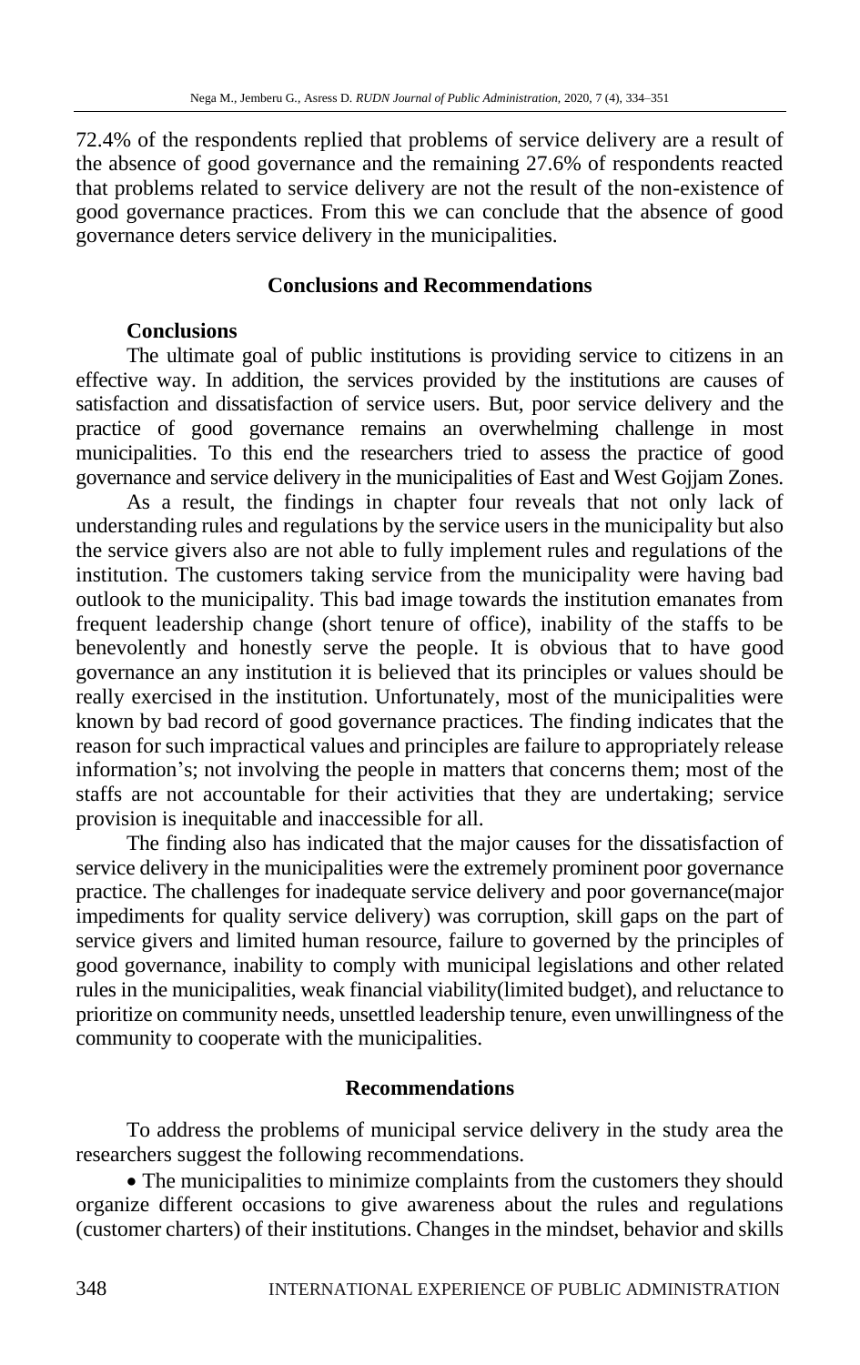72.4% of the respondents replied that problems of service delivery are a result of the absence of good governance and the remaining 27.6% of respondents reacted that problems related to service delivery are not the result of the non-existence of good governance practices. From this we can conclude that the absence of good governance deters service delivery in the municipalities.

## Conclusions and Recommendations

### Conclusions

The ultimate goal of public institutions is providing service to citizens in an effective way. In addition, the services provided by the institutions are causes of satisfaction and dissatisfaction of service users. But, poor service delivery and the practice of good governance remains an overwhelming challenge in most municipalities. To this end the researchers tried to assess the practice of good governance and service delivery in the municipalities of East and West Gojjam Zones.

As a result, the findings in chapter four reveals that not only lack of understanding rules and regulations by the service users in the municipality but also the service givers also are not able to fully implement rules and regulations of the institution. The customers taking service from the municipality were having bad outlook to the municipality. This bad image towards the institution emanates from frequent leadership change (short tenure of office), inability of the staffs to be benevolently and honestly serve the people. It is obvious that to have good governance an any institution it is believed that its principles or values should be really exercised in the institution. Unfortunately, most of the municipalities were known by bad record of good governance practices. The finding indicates that the reason for such impractical values and principles are failure to appropriately release information's; not involving the people in matters that concerns them; most of the staffs are not accountable for their activities that they are undertaking; service provision is inequitable and inaccessible for all.

The finding also has indicated that the major causes for the dissatisfaction of service delivery in the municipalities were the extremely prominent poor governance practice. The challenges for inadequate service delivery and poor governance(major impediments for quality service delivery) was corruption, skill gaps on the part of service givers and limited human resource, failure to governed by the principles of good governance, inability to comply with municipal legislations and other related rules in the municipalities, weak financial viability(limited budget), and reluctance to prioritize on community needs, unsettled leadership tenure, even unwillingness of the community to cooperate with the municipalities.

### Recommendations

To address the problems of municipal service delivery in the study area the researchers suggest the following recommendations.

- The municipalities to minimize complaints from the customers they should organize different occasions to give awareness about the rules and regulations (customer charters) of their institutions. Changes in the mindset, behavior and skills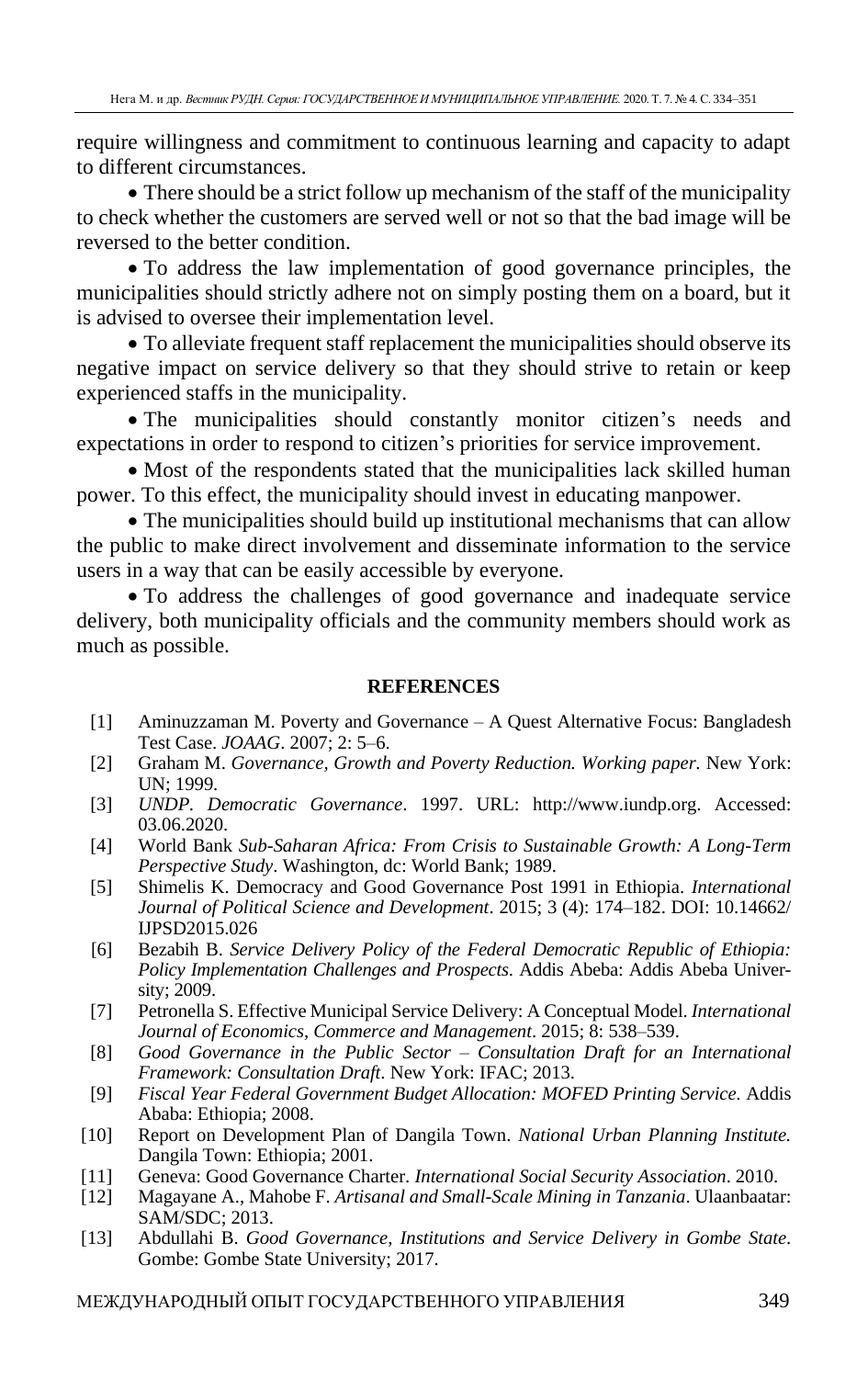require willingness and commitment to continuous learning and capacity to adapt to different circumstances.

- There should be a strict follow up mechanism of the staff of the municipality to check whether the customers are served well or not so that the bad image will be reversed to the better condition.
- To address the law implementation of good governance principles, the municipalities should strictly adhere not on simply posting them on a board, but it is advised to oversee their implementation level.
- To alleviate frequent staff replacement the municipalities should observe its negative impact on service delivery so that they should strive to retain or keep experienced staffs in the municipality.
- The municipalities should constantly monitor citizen's needs and expectations in order to respond to citizen's priorities for service improvement.
- Most of the respondents stated that the municipalities lack skilled human power. To this effect, the municipality should invest in educating manpower.
- The municipalities should build up institutional mechanisms that can allow the public to make direct involvement and disseminate information to the service users in a way that can be easily accessible by everyone.
- To address the challenges of good governance and inadequate service delivery, both municipality officials and the community members should work as much as possible.

## REFERENCES

[1] Aminuzzaman M. Poverty and Governance – A Quest Alternative Focus: Bangladesh Test Case. *JOAAG*. 2007; 2: 5–6.

[2] Graham M. *Governance, Growth and Poverty Reduction. Working paper.* New York: UN; 1999.

[3] *UNDP. Democratic Governance*. 1997. URL: http://www.iundp.org. Accessed: 03.06.2020.

[4] World Bank *Sub-Saharan Africa: From Crisis to Sustainable Growth: A Long-Term Perspective Study*. Washington, dc: World Bank; 1989.

[5] Shimelis K. Democracy and Good Governance Post 1991 in Ethiopia. *International Journal of Political Science and Development*. 2015; 3 (4): 174–182. DOI: 10.14662/IJPSD2015.026

[6] Bezabih B. *Service Delivery Policy of the Federal Democratic Republic of Ethiopia: Policy Implementation Challenges and Prospects*. Addis Abeba: Addis Abeba University; 2009.

[7] Petronella S. Effective Municipal Service Delivery: A Conceptual Model. *International Journal of Economics, Commerce and Management*. 2015; 8: 538–539.

[8] *Good Governance in the Public Sector – Consultation Draft for an International Framework: Consultation Draft*. New York: IFAC; 2013.

[9] *Fiscal Year Federal Government Budget Allocation: MOFED Printing Service.* Addis Ababa: Ethiopia; 2008.

[10] Report on Development Plan of Dangila Town. *National Urban Planning Institute.* Dangila Town: Ethiopia; 2001.

[11] Geneva: Good Governance Charter. *International Social Security Association*. 2010.

[12] Magayane A., Mahobe F. *Artisanal and Small-Scale Mining in Tanzania*. Ulaanbaatar: SAM/SDC; 2013.

[13] Abdullahi B. *Good Governance, Institutions and Service Delivery in Gombe State*. Gombe: Gombe State University; 2017.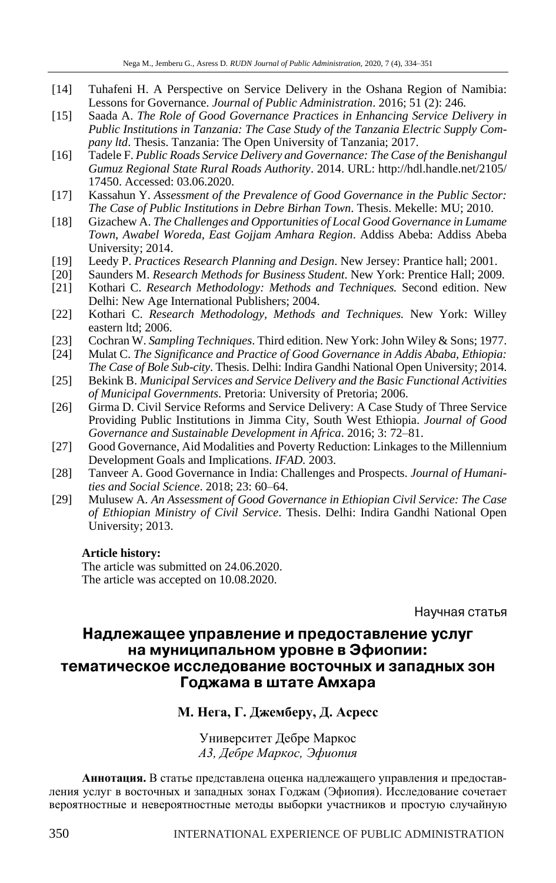[14] Tuhafeni H. A Perspective on Service Delivery in the Oshana Region of Namibia: Lessons for Governance. *Journal of Public Administration*. 2016; 51 (2): 246.

[15] Saada A. *The Role of Good Governance Practices in Enhancing Service Delivery in Public Institutions in Tanzania: The Case Study of the Tanzania Electric Supply Company ltd*. Thesis. Tanzania: The Open University of Tanzania; 2017.

[16] Tadele F. *Public Roads Service Delivery and Governance: The Case of the Benishangul Gumuz Regional State Rural Roads Authority*. 2014. URL: http://hdl.handle.net/2105/17450. Accessed: 03.06.2020.

[17] Kassahun Y. *Assessment of the Prevalence of Good Governance in the Public Sector: The Case of Public Institutions in Debre Birhan Town*. Thesis. Mekelle: MU; 2010.

[18] Gizachew A. *The Challenges and Opportunities of Local Good Governance in Lumame Town, Awabel Woreda, East Gojjam Amhara Region*. Addiss Abeba: Addiss Abeba University; 2014.

[19] Leedy P. *Practices Research Planning and Design*. New Jersey: Prantice hall; 2001.

[20] Saunders M. *Research Methods for Business Student*. New York: Prentice Hall; 2009.

[21] Kothari C. *Research Methodology: Methods and Techniques.* Second edition. New Delhi: New Age International Publishers; 2004.

[22] Kothari C. *Research Methodology, Methods and Techniques.* New York: Willey eastern ltd; 2006.

[23] Cochran W. *Sampling Techniques*. Third edition. New York: John Wiley & Sons; 1977.

[24] Mulat C. *The Significance and Practice of Good Governance in Addis Ababa, Ethiopia: The Case of Bole Sub-city*. Thesis. Delhi: Indira Gandhi National Open University; 2014.

[25] Bekink B. *Municipal Services and Service Delivery and the Basic Functional Activities of Municipal Governments*. Pretoria: University of Pretoria; 2006.

[26] Girma D. Civil Service Reforms and Service Delivery: A Case Study of Three Service Providing Public Institutions in Jimma City, South West Ethiopia. *Journal of Good Governance and Sustainable Development in Africa*. 2016; 3: 72–81.

[27] Good Governance, Aid Modalities and Poverty Reduction: Linkages to the Millennium Development Goals and Implications. *IFAD.* 2003.

[28] Tanveer A. Good Governance in India: Challenges and Prospects. *Journal of Humanities and Social Science*. 2018; 23: 60–64.

[29] Mulusew A. *An Assessment of Good Governance in Ethiopian Civil Service: The Case of Ethiopian Ministry of Civil Service*. Thesis. Delhi: Indira Gandhi National Open University; 2013.

**Article history:**
The article was submitted on 24.06.2020.
The article was accepted on 10.08.2020.

Научная статья

# Надлежащее управление и предоставление услуг на муниципальном уровне в Эфиопии: тематическое исследование восточных и западных зон Годжама в штате Амхара

**М. Нега, Г. Джемберу, Д. Асресс**

Университет Дебре Маркос
*A3, Дебре Маркос, Эфиопия*

**Аннотация.** В статье представлена оценка надлежащего управления и предоставления услуг в восточных и западных зонах Годжам (Эфиопия). Исследование сочетает вероятностные и невероятностные методы выборки участников и простую случайную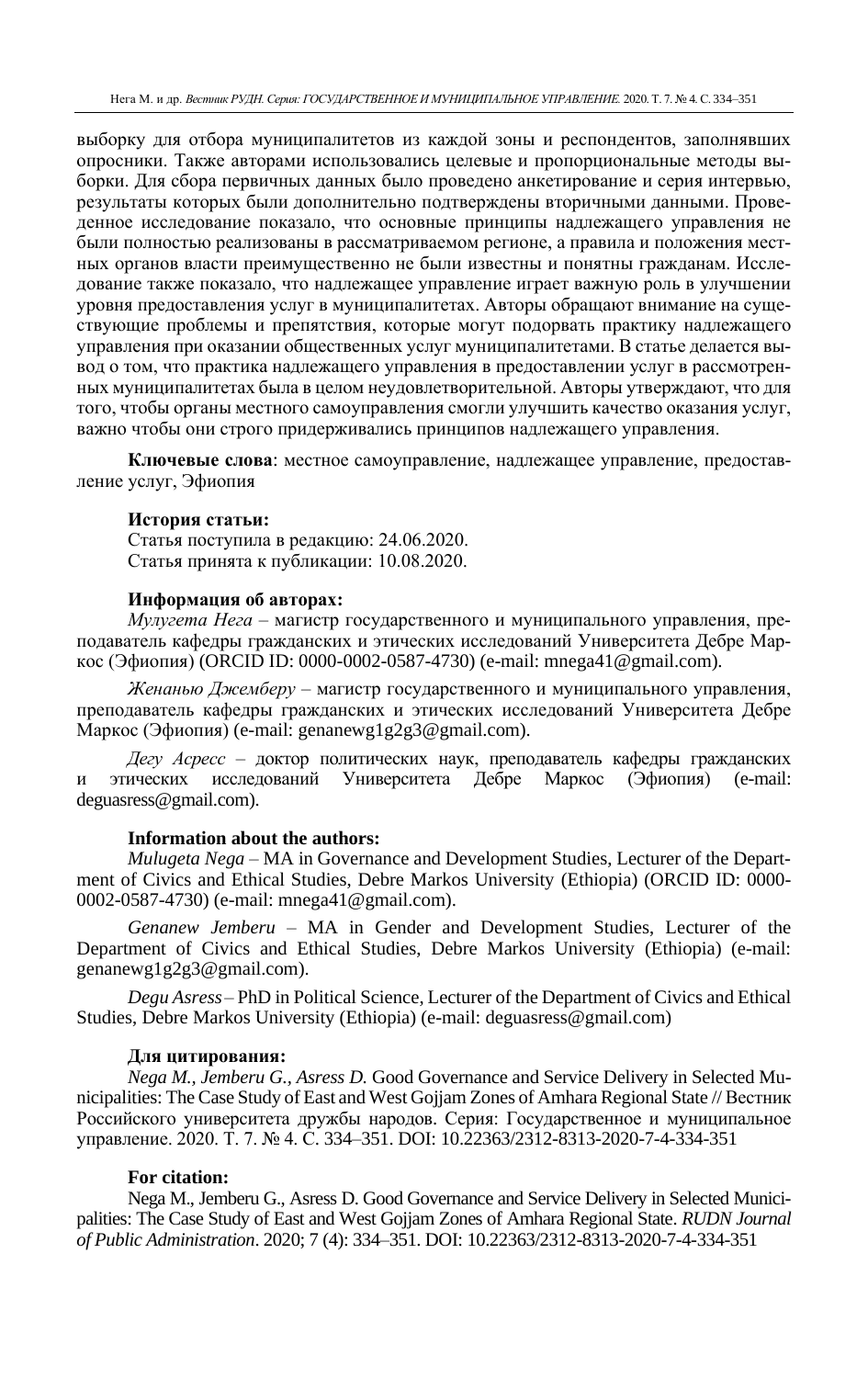выборку для отбора муниципалитетов из каждой зоны и респондентов, заполнявших опросники. Также авторами использовались целевые и пропорциональные методы выборки. Для сбора первичных данных было проведено анкетирование и серия интервью, результаты которых были дополнительно подтверждены вторичными данными. Проведенное исследование показало, что основные принципы надлежащего управления не были полностью реализованы в рассматриваемом регионе, а правила и положения местных органов власти преимущественно не были известны и понятны гражданам. Исследование также показало, что надлежащее управление играет важную роль в улучшении уровня предоставления услуг в муниципалитетах. Авторы обращают внимание на существующие проблемы и препятствия, которые могут подорвать практику надлежащего управления при оказании общественных услуг муниципалитетами. В статье делается вывод о том, что практика надлежащего управления в предоставлении услуг в рассмотренных муниципалитетах была в целом неудовлетворительной. Авторы утверждают, что для того, чтобы органы местного самоуправления смогли улучшить качество оказания услуг, важно чтобы они строго придерживались принципов надлежащего управления.

**Ключевые слова**: местное самоуправление, надлежащее управление, предоставление услуг, Эфиопия

**История статьи:**

Статья поступила в редакцию: 24.06.2020.
Статья принята к публикации: 10.08.2020.

**Информация об авторах:**

*Мулугета Нега* – магистр государственного и муниципального управления, преподаватель кафедры гражданских и этических исследований Университета Дебре Маркос (Эфиопия) (ORCID ID: 0000-0002-0587-4730) (e-mail: mnega41@gmail.com).

*Женанью Джемберу* – магистр государственного и муниципального управления, преподаватель кафедры гражданских и этических исследований Университета Дебре Маркос (Эфиопия) (e-mail: genanewg1g2g3@gmail.com).

*Дегу Асресс* – доктор политических наук, преподаватель кафедры гражданских и этических исследований Университета Дебре Маркос (Эфиопия) (e-mail: deguasress@gmail.com).

**Information about the authors:**

*Mulugeta Nega* – MA in Governance and Development Studies, Lecturer of the Department of Civics and Ethical Studies, Debre Markos University (Ethiopia) (ORCID ID: 0000-0002-0587-4730) (e-mail: mnega41@gmail.com).

*Genanew Jemberu* – MA in Gender and Development Studies, Lecturer of the Department of Civics and Ethical Studies, Debre Markos University (Ethiopia) (e-mail: genanewg1g2g3@gmail.com).

*Degu Asress* – PhD in Political Science, Lecturer of the Department of Civics and Ethical Studies, Debre Markos University (Ethiopia) (e-mail: deguasress@gmail.com)

**Для цитирования:**

*Nega M., Jemberu G., Asress D.* Good Governance and Service Delivery in Selected Municipalities: The Case Study of East and West Gojjam Zones of Amhara Regional State // Вестник Российского университета дружбы народов. Серия: Государственное и муниципальное управление. 2020. Т. 7. № 4. С. 334–351. DOI: 10.22363/2312-8313-2020-7-4-334-351

**For citation:**

Nega M., Jemberu G., Asress D. Good Governance and Service Delivery in Selected Municipalities: The Case Study of East and West Gojjam Zones of Amhara Regional State. *RUDN Journal of Public Administration*. 2020; 7 (4): 334–351. DOI: 10.22363/2312-8313-2020-7-4-334-351